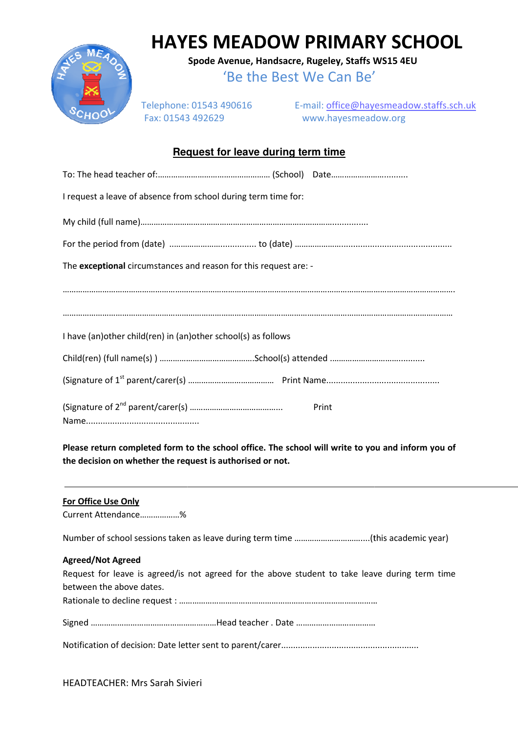# HAYES MEADOW PRIMARY SCHOOL

**Spode Avenue, Handsacre, Rugeley, Staffs WS15 4EU**

'Be the Best We Can Be'

Telephone: 01543 490616
Fax: 01543 492629

E-mail: office@hayesmeadow.staffs.sch.uk
www.hayesmeadow.org

## Request for leave during term time

To: The head teacher of:…………………………………………… (School) Date……………………..........

I request a leave of absence from school during term time for:

My child (full name)…………………………………………………………………………..............

For the period from (date) ……………………............... to (date) ……………….............................................

The **exceptional** circumstances and reason for this request are: -

………………………………………………………………………………………………………………………………………………….

………………………………………………………………………………………………………………………………………………

I have (an)other child(ren) in (an)other school(s) as follows

Child(ren) (full name(s) ) ……………………………………School(s) attended ……………………………..........

(Signature of 1st parent/carer(s) ………………………………… Print Name...............................................

(Signature of 2nd parent/carer(s) …………………………………... Print Name...............................................

**Please return completed form to the school office. The school will write to you and inform you of the decision on whether the request is authorised or not.**

---

**For Office Use Only**

Current Attendance………………%

Number of school sessions taken as leave during term time ……………………….....(this academic year)

**Agreed/Not Agreed**

Request for leave is agreed/is not agreed for the above student to take leave during term time between the above dates.

Rationale to decline request : ………………………………………………………………………………

Signed …………………………………………………Head teacher . Date ………………………………

Notification of decision: Date letter sent to parent/carer.........................................................

HEADTEACHER: Mrs Sarah Sivieri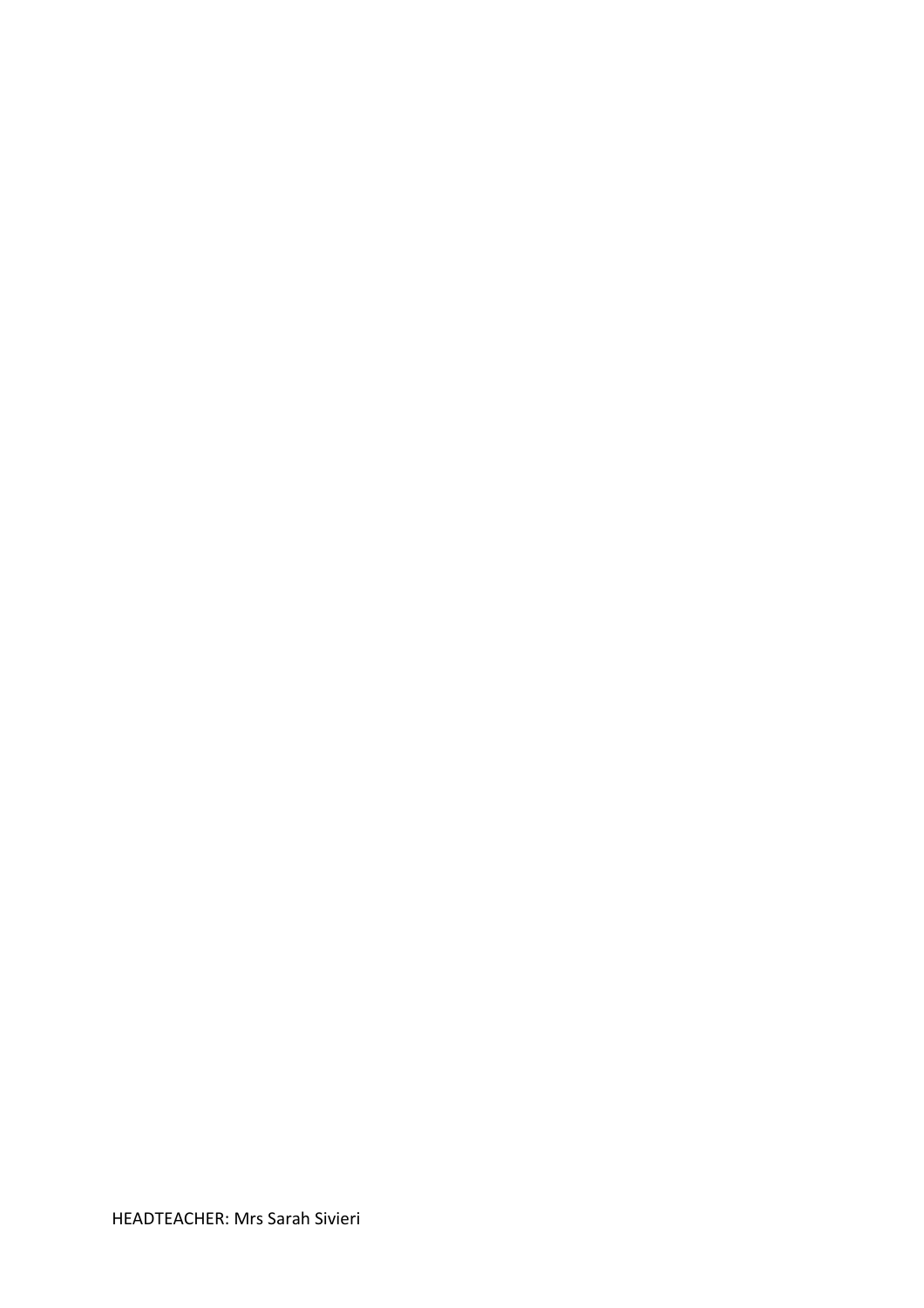HEADTEACHER: Mrs Sarah Sivieri